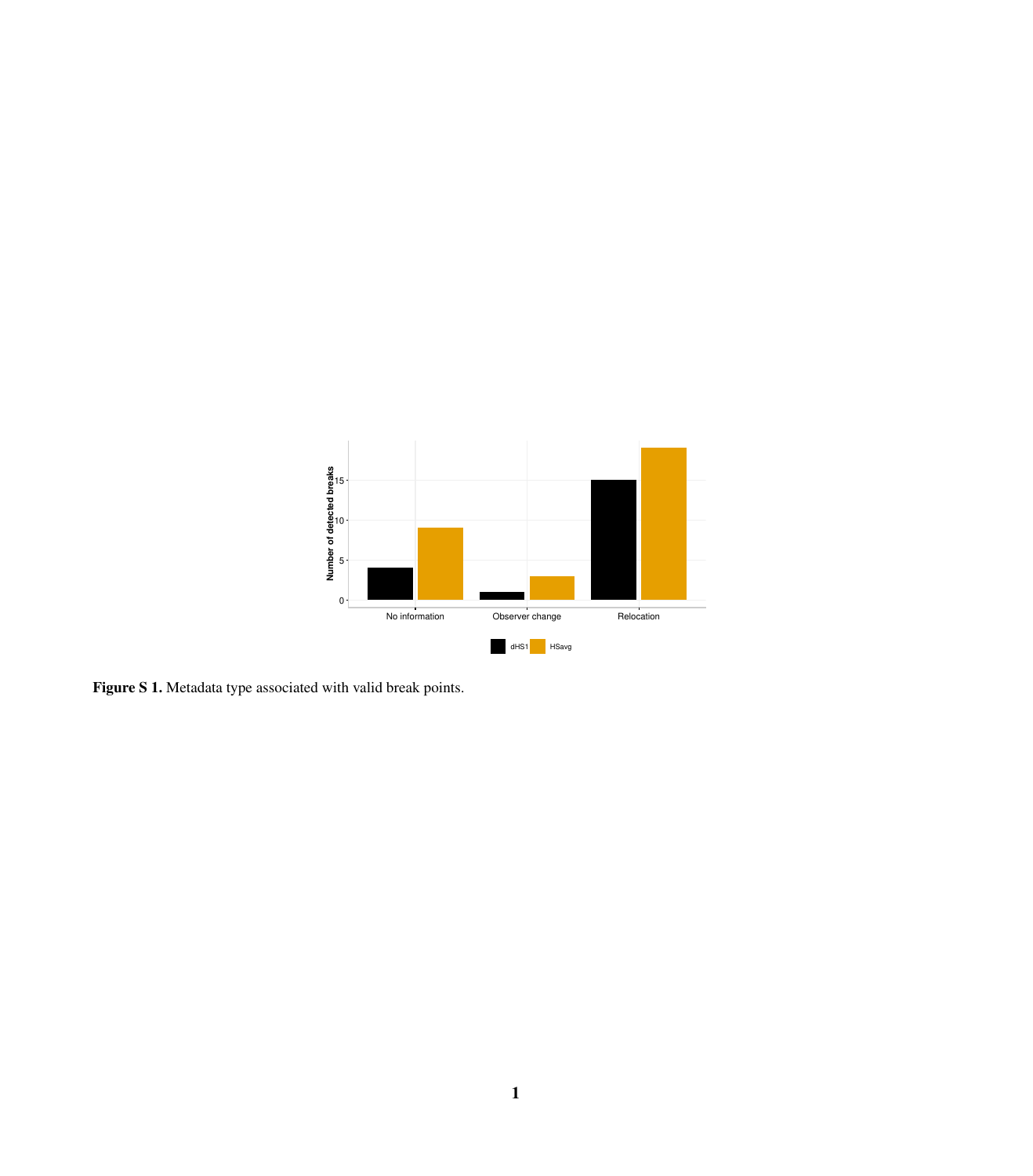**Figure S 1.** Metadata type associated with valid break points.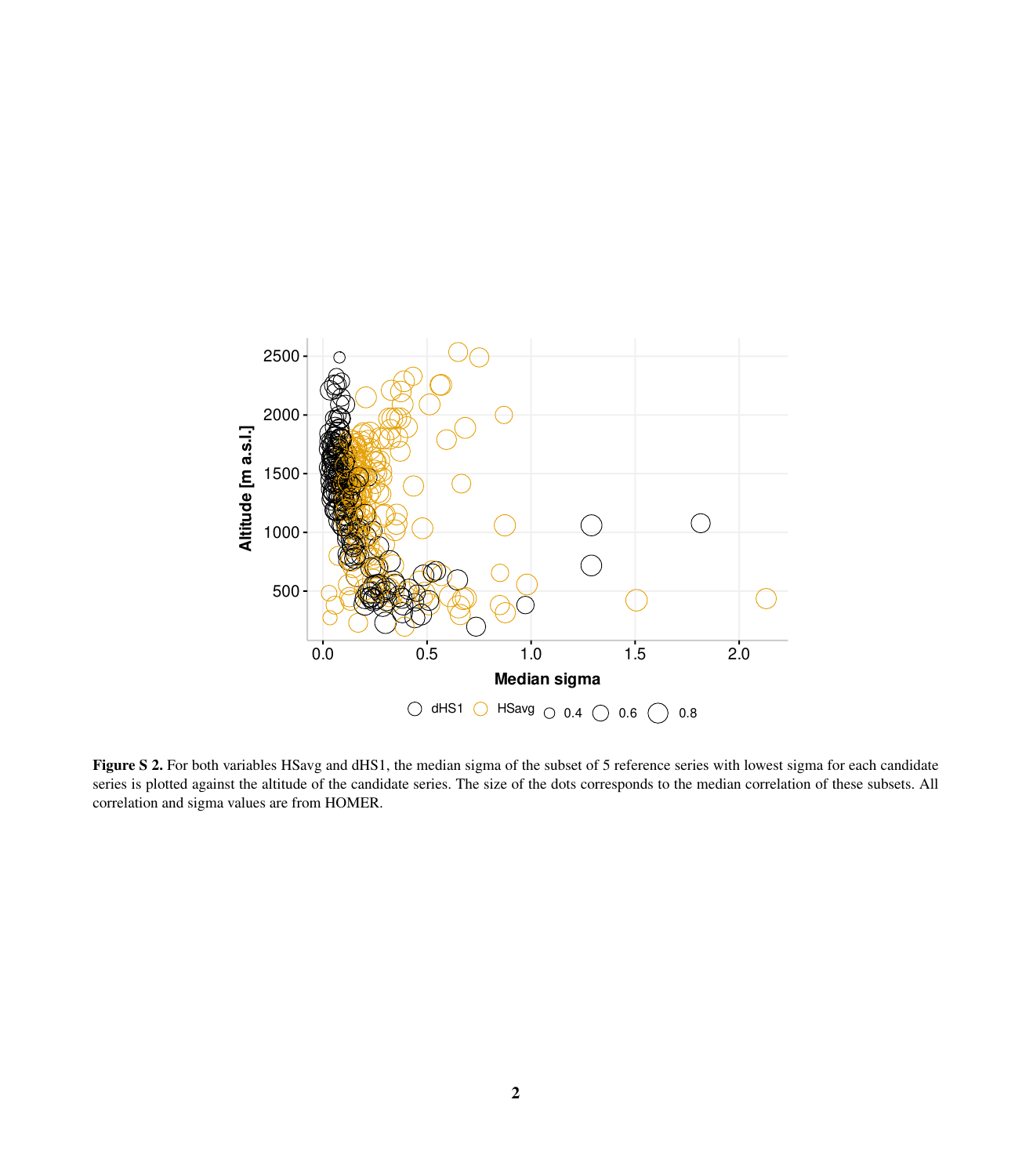**Figure S 2.** For both variables HSavg and dHS1, the median sigma of the subset of 5 reference series with lowest sigma for each candidate series is plotted against the altitude of the candidate series. The size of the dots corresponds to the median correlation of these subsets. All correlation and sigma values are from HOMER.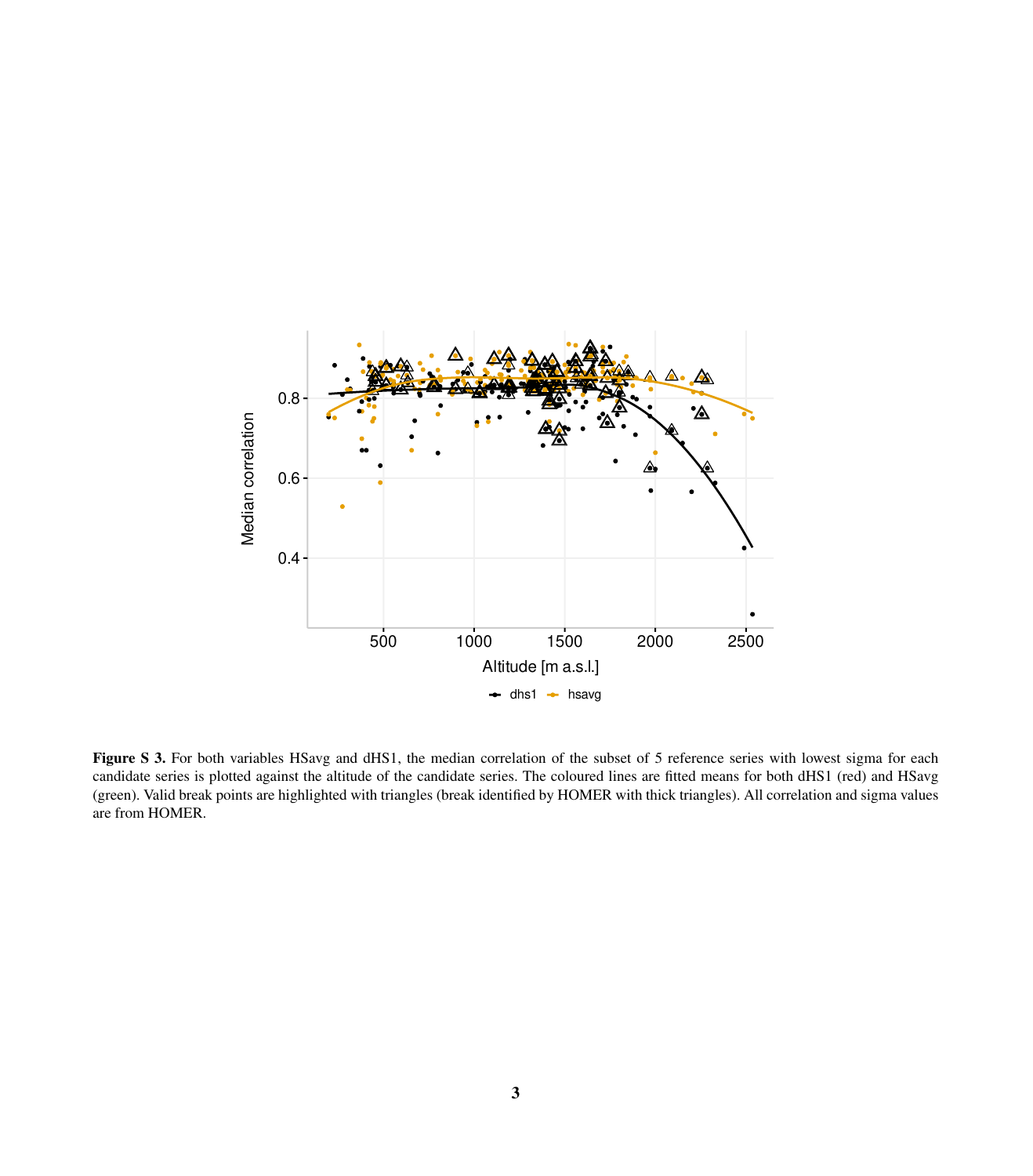**Figure S 3.** For both variables HSavg and dHS1, the median correlation of the subset of 5 reference series with lowest sigma for each candidate series is plotted against the altitude of the candidate series. The coloured lines are fitted means for both dHS1 (red) and HSavg (green). Valid break points are highlighted with triangles (break identified by HOMER with thick triangles). All correlation and sigma values are from HOMER.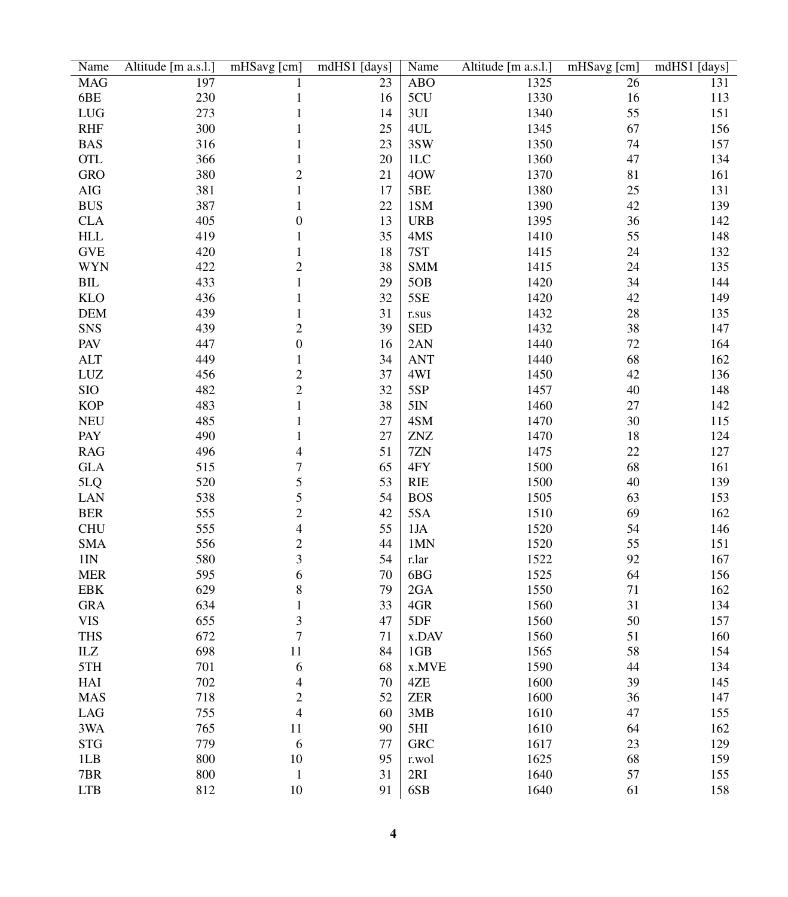| Name | Altitude [m a.s.l.] | mHSavg [cm] | mdHS1 [days] | Name | Altitude [m a.s.l.] | mHSavg [cm] | mdHS1 [days] |
|---|---|---|---|---|---|---|---|
| MAG | 197 | 1 | 23 | ABO | 1325 | 26 | 131 |
| 6BE | 230 | 1 | 16 | 5CU | 1330 | 16 | 113 |
| LUG | 273 | 1 | 14 | 3UI | 1340 | 55 | 151 |
| RHF | 300 | 1 | 25 | 4UL | 1345 | 67 | 156 |
| BAS | 316 | 1 | 23 | 3SW | 1350 | 74 | 157 |
| OTL | 366 | 1 | 20 | 1LC | 1360 | 47 | 134 |
| GRO | 380 | 2 | 21 | 4OW | 1370 | 81 | 161 |
| AIG | 381 | 1 | 17 | 5BE | 1380 | 25 | 131 |
| BUS | 387 | 1 | 22 | 1SM | 1390 | 42 | 139 |
| CLA | 405 | 0 | 13 | URB | 1395 | 36 | 142 |
| HLL | 419 | 1 | 35 | 4MS | 1410 | 55 | 148 |
| GVE | 420 | 1 | 18 | 7ST | 1415 | 24 | 132 |
| WYN | 422 | 2 | 38 | SMM | 1415 | 24 | 135 |
| BIL | 433 | 1 | 29 | 5OB | 1420 | 34 | 144 |
| KLO | 436 | 1 | 32 | 5SE | 1420 | 42 | 149 |
| DEM | 439 | 1 | 31 | r.sus | 1432 | 28 | 135 |
| SNS | 439 | 2 | 39 | SED | 1432 | 38 | 147 |
| PAV | 447 | 0 | 16 | 2AN | 1440 | 72 | 164 |
| ALT | 449 | 1 | 34 | ANT | 1440 | 68 | 162 |
| LUZ | 456 | 2 | 37 | 4WI | 1450 | 42 | 136 |
| SIO | 482 | 2 | 32 | 5SP | 1457 | 40 | 148 |
| KOP | 483 | 1 | 38 | 5IN | 1460 | 27 | 142 |
| NEU | 485 | 1 | 27 | 4SM | 1470 | 30 | 115 |
| PAY | 490 | 1 | 27 | ZNZ | 1470 | 18 | 124 |
| RAG | 496 | 4 | 51 | 7ZN | 1475 | 22 | 127 |
| GLA | 515 | 7 | 65 | 4FY | 1500 | 68 | 161 |
| 5LQ | 520 | 5 | 53 | RIE | 1500 | 40 | 139 |
| LAN | 538 | 5 | 54 | BOS | 1505 | 63 | 153 |
| BER | 555 | 2 | 42 | 5SA | 1510 | 69 | 162 |
| CHU | 555 | 4 | 55 | 1JA | 1520 | 54 | 146 |
| SMA | 556 | 2 | 44 | 1MN | 1520 | 55 | 151 |
| 1IN | 580 | 3 | 54 | r.lar | 1522 | 92 | 167 |
| MER | 595 | 6 | 70 | 6BG | 1525 | 64 | 156 |
| EBK | 629 | 8 | 79 | 2GA | 1550 | 71 | 162 |
| GRA | 634 | 1 | 33 | 4GR | 1560 | 31 | 134 |
| VIS | 655 | 3 | 47 | 5DF | 1560 | 50 | 157 |
| THS | 672 | 7 | 71 | x.DAV | 1560 | 51 | 160 |
| ILZ | 698 | 11 | 84 | 1GB | 1565 | 58 | 154 |
| 5TH | 701 | 6 | 68 | x.MVE | 1590 | 44 | 134 |
| HAI | 702 | 4 | 70 | 4ZE | 1600 | 39 | 145 |
| MAS | 718 | 2 | 52 | ZER | 1600 | 36 | 147 |
| LAG | 755 | 4 | 60 | 3MB | 1610 | 47 | 155 |
| 3WA | 765 | 11 | 90 | 5HI | 1610 | 64 | 162 |
| STG | 779 | 6 | 77 | GRC | 1617 | 23 | 129 |
| 1LB | 800 | 10 | 95 | r.wol | 1625 | 68 | 159 |
| 7BR | 800 | 1 | 31 | 2RI | 1640 | 57 | 155 |
| LTB | 812 | 10 | 91 | 6SB | 1640 | 61 | 158 |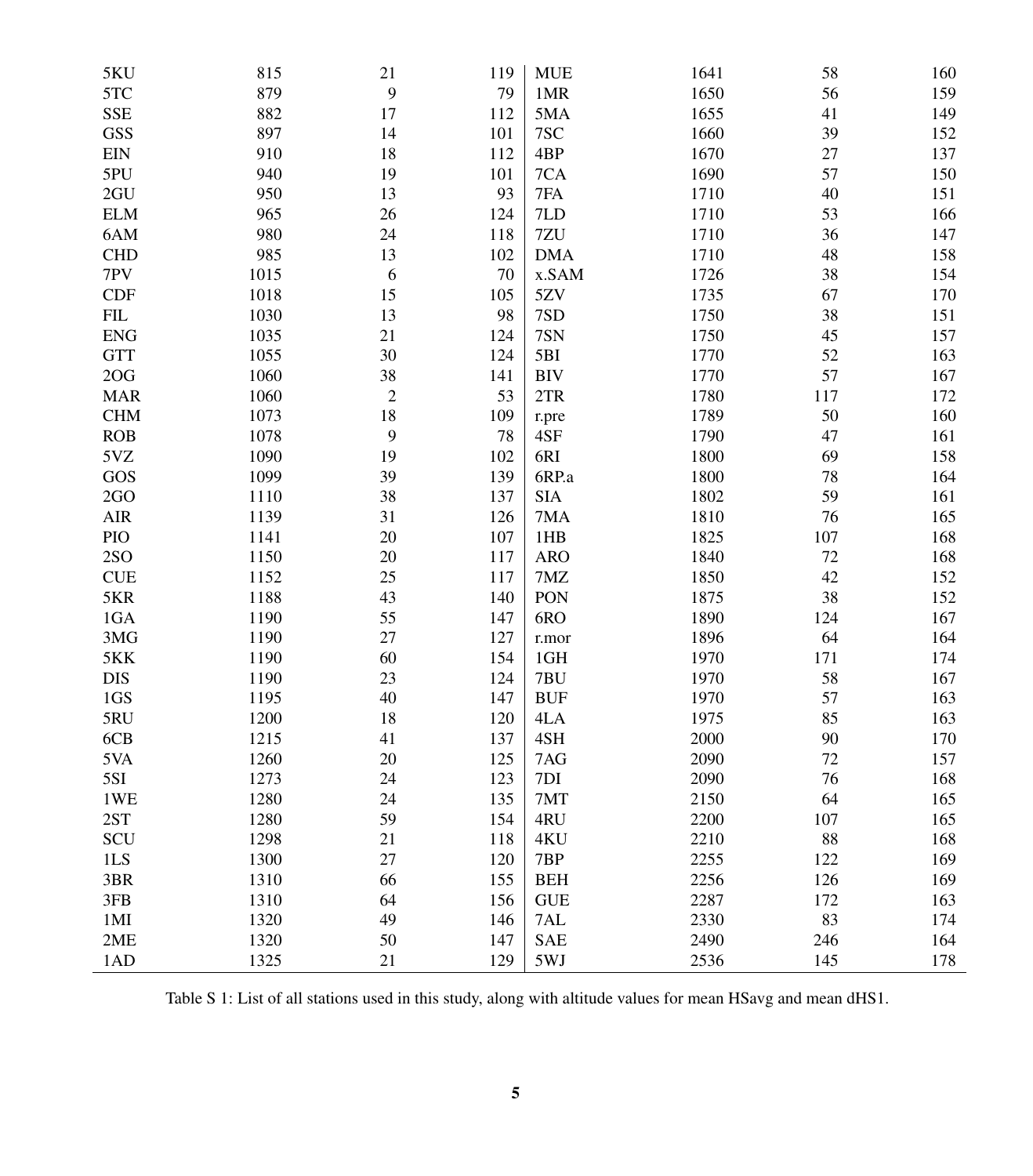| | | | | | | | |
|---|---|---|---|---|---|---|---|
| 5KU | 815 | 21 | 119 | MUE | 1641 | 58 | 160 |
| 5TC | 879 | 9 | 79 | 1MR | 1650 | 56 | 159 |
| SSE | 882 | 17 | 112 | 5MA | 1655 | 41 | 149 |
| GSS | 897 | 14 | 101 | 7SC | 1660 | 39 | 152 |
| EIN | 910 | 18 | 112 | 4BP | 1670 | 27 | 137 |
| 5PU | 940 | 19 | 101 | 7CA | 1690 | 57 | 150 |
| 2GU | 950 | 13 | 93 | 7FA | 1710 | 40 | 151 |
| ELM | 965 | 26 | 124 | 7LD | 1710 | 53 | 166 |
| 6AM | 980 | 24 | 118 | 7ZU | 1710 | 36 | 147 |
| CHD | 985 | 13 | 102 | DMA | 1710 | 48 | 158 |
| 7PV | 1015 | 6 | 70 | x.SAM | 1726 | 38 | 154 |
| CDF | 1018 | 15 | 105 | 5ZV | 1735 | 67 | 170 |
| FIL | 1030 | 13 | 98 | 7SD | 1750 | 38 | 151 |
| ENG | 1035 | 21 | 124 | 7SN | 1750 | 45 | 157 |
| GTT | 1055 | 30 | 124 | 5BI | 1770 | 52 | 163 |
| 2OG | 1060 | 38 | 141 | BIV | 1770 | 57 | 167 |
| MAR | 1060 | 2 | 53 | 2TR | 1780 | 117 | 172 |
| CHM | 1073 | 18 | 109 | r.pre | 1789 | 50 | 160 |
| ROB | 1078 | 9 | 78 | 4SF | 1790 | 47 | 161 |
| 5VZ | 1090 | 19 | 102 | 6RI | 1800 | 69 | 158 |
| GOS | 1099 | 39 | 139 | 6RP.a | 1800 | 78 | 164 |
| 2GO | 1110 | 38 | 137 | SIA | 1802 | 59 | 161 |
| AIR | 1139 | 31 | 126 | 7MA | 1810 | 76 | 165 |
| PIO | 1141 | 20 | 107 | 1HB | 1825 | 107 | 168 |
| 2SO | 1150 | 20 | 117 | ARO | 1840 | 72 | 168 |
| CUE | 1152 | 25 | 117 | 7MZ | 1850 | 42 | 152 |
| 5KR | 1188 | 43 | 140 | PON | 1875 | 38 | 152 |
| 1GA | 1190 | 55 | 147 | 6RO | 1890 | 124 | 167 |
| 3MG | 1190 | 27 | 127 | r.mor | 1896 | 64 | 164 |
| 5KK | 1190 | 60 | 154 | 1GH | 1970 | 171 | 174 |
| DIS | 1190 | 23 | 124 | 7BU | 1970 | 58 | 167 |
| 1GS | 1195 | 40 | 147 | BUF | 1970 | 57 | 163 |
| 5RU | 1200 | 18 | 120 | 4LA | 1975 | 85 | 163 |
| 6CB | 1215 | 41 | 137 | 4SH | 2000 | 90 | 170 |
| 5VA | 1260 | 20 | 125 | 7AG | 2090 | 72 | 157 |
| 5SI | 1273 | 24 | 123 | 7DI | 2090 | 76 | 168 |
| 1WE | 1280 | 24 | 135 | 7MT | 2150 | 64 | 165 |
| 2ST | 1280 | 59 | 154 | 4RU | 2200 | 107 | 165 |
| SCU | 1298 | 21 | 118 | 4KU | 2210 | 88 | 168 |
| 1LS | 1300 | 27 | 120 | 7BP | 2255 | 122 | 169 |
| 3BR | 1310 | 66 | 155 | BEH | 2256 | 126 | 169 |
| 3FB | 1310 | 64 | 156 | GUE | 2287 | 172 | 163 |
| 1MI | 1320 | 49 | 146 | 7AL | 2330 | 83 | 174 |
| 2ME | 1320 | 50 | 147 | SAE | 2490 | 246 | 164 |
| 1AD | 1325 | 21 | 129 | 5WJ | 2536 | 145 | 178 |

Table S 1: List of all stations used in this study, along with altitude values for mean HSavg and mean dHS1.